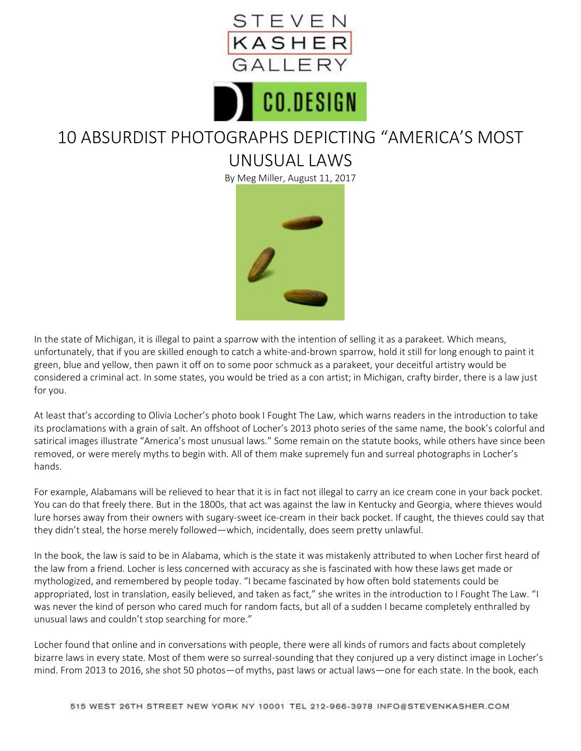STEVEN KASHER GALLERY

CO.DESIGN

# 10 ABSURDIST PHOTOGRAPHS DEPICTING "AMERICA'S MOST UNUSUAL LAWS

By Meg Miller, August 11, 2017

In the state of Michigan, it is illegal to paint a sparrow with the intention of selling it as a parakeet. Which means, unfortunately, that if you are skilled enough to catch a white-and-brown sparrow, hold it still for long enough to paint it green, blue and yellow, then pawn it off on to some poor schmuck as a parakeet, your deceitful artistry would be considered a criminal act. In some states, you would be tried as a con artist; in Michigan, crafty birder, there is a law just for you.

At least that's according to Olivia Locher's photo book I Fought The Law, which warns readers in the introduction to take its proclamations with a grain of salt. An offshoot of Locher's 2013 photo series of the same name, the book's colorful and satirical images illustrate "America's most unusual laws." Some remain on the statute books, while others have since been removed, or were merely myths to begin with. All of them make supremely fun and surreal photographs in Locher's hands.

For example, Alabamans will be relieved to hear that it is in fact not illegal to carry an ice cream cone in your back pocket. You can do that freely there. But in the 1800s, that act was against the law in Kentucky and Georgia, where thieves would lure horses away from their owners with sugary-sweet ice-cream in their back pocket. If caught, the thieves could say that they didn't steal, the horse merely followed—which, incidentally, does seem pretty unlawful.

In the book, the law is said to be in Alabama, which is the state it was mistakenly attributed to when Locher first heard of the law from a friend. Locher is less concerned with accuracy as she is fascinated with how these laws get made or mythologized, and remembered by people today. "I became fascinated by how often bold statements could be appropriated, lost in translation, easily believed, and taken as fact," she writes in the introduction to I Fought The Law. "I was never the kind of person who cared much for random facts, but all of a sudden I became completely enthralled by unusual laws and couldn't stop searching for more."

Locher found that online and in conversations with people, there were all kinds of rumors and facts about completely bizarre laws in every state. Most of them were so surreal-sounding that they conjured up a very distinct image in Locher's mind. From 2013 to 2016, she shot 50 photos—of myths, past laws or actual laws—one for each state. In the book, each

515 WEST 26TH STREET NEW YORK NY 10001 TEL 212-966-3978 INFO@STEVENKASHER.COM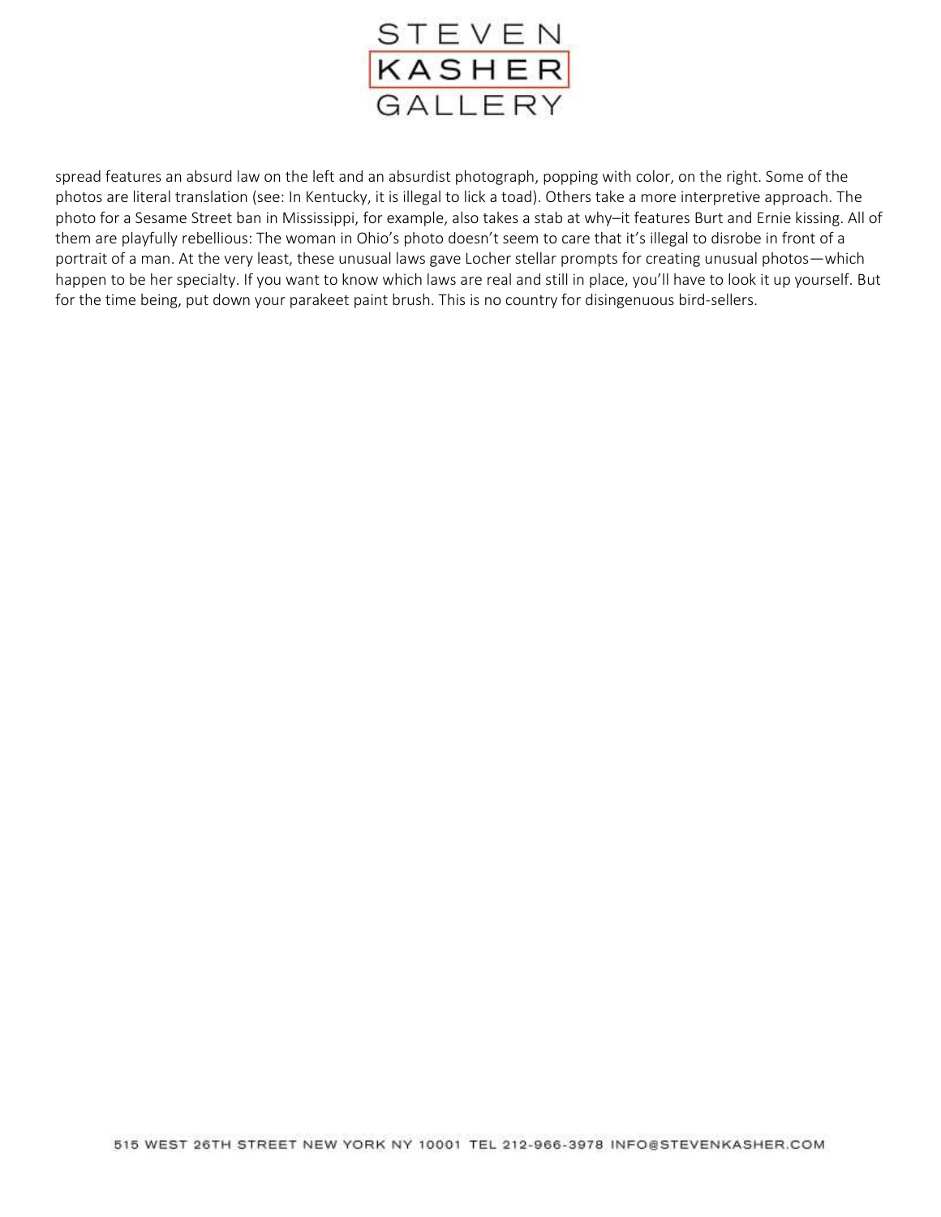spread features an absurd law on the left and an absurdist photograph, popping with color, on the right. Some of the photos are literal translation (see: In Kentucky, it is illegal to lick a toad). Others take a more interpretive approach. The photo for a Sesame Street ban in Mississippi, for example, also takes a stab at why–it features Burt and Ernie kissing. All of them are playfully rebellious: The woman in Ohio's photo doesn't seem to care that it's illegal to disrobe in front of a portrait of a man. At the very least, these unusual laws gave Locher stellar prompts for creating unusual photos—which happen to be her specialty. If you want to know which laws are real and still in place, you'll have to look it up yourself. But for the time being, put down your parakeet paint brush. This is no country for disingenuous bird-sellers.